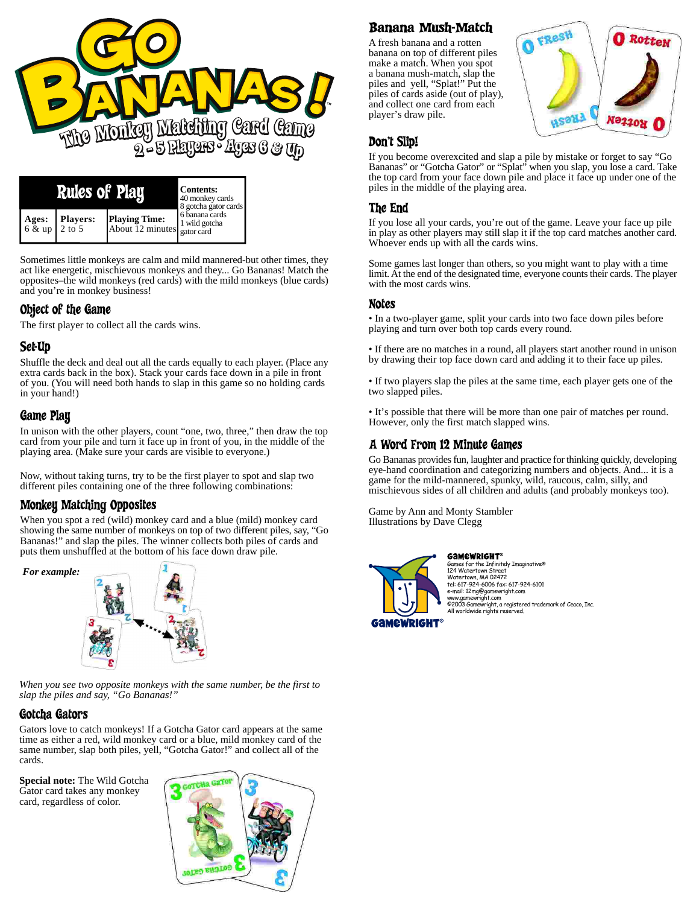# GO BANANAS!

## The Monkey Matching Card Game

2 - 5 Players • Ages 6 & Up

| Rules of Play | | | Contents: |
|---|---|---|---|
| **Ages:** 6 & up | **Players:** 2 to 5 | **Playing Time:** About 12 minutes | 40 monkey cards<br>8 gotcha gator cards<br>6 banana cards<br>1 wild gotcha gator card |

Sometimes little monkeys are calm and mild mannered-but other times, they act like energetic, mischievous monkeys and they... Go Bananas! Match the opposites–the wild monkeys (red cards) with the mild monkeys (blue cards) and you're in monkey business!

### Object of the Game

The first player to collect all the cards wins.

### Set-Up

Shuffle the deck and deal out all the cards equally to each player. (Place any extra cards back in the box). Stack your cards face down in a pile in front of you. (You will need both hands to slap in this game so no holding cards in your hand!)

### Game Play

In unison with the other players, count "one, two, three," then draw the top card from your pile and turn it face up in front of you, in the middle of the playing area. (Make sure your cards are visible to everyone.)

Now, without taking turns, try to be the first player to spot and slap two different piles containing one of the three following combinations:

### Monkey Matching Opposites

When you spot a red (wild) monkey card and a blue (mild) monkey card showing the same number of monkeys on top of two different piles, say, "Go Bananas!" and slap the piles. The winner collects both piles of cards and puts them unshuffled at the bottom of his face down draw pile.

***For example:***

*When you see two opposite monkeys with the same number, be the first to slap the piles and say, "Go Bananas!"*

### Gotcha Gators

Gators love to catch monkeys! If a Gotcha Gator card appears at the same time as either a red, wild monkey card or a blue, mild monkey card of the same number, slap both piles, yell, "Gotcha Gator!" and collect all of the cards.

**Special note:** The Wild Gotcha Gator card takes any monkey card, regardless of color.

### Banana Mush-Match

A fresh banana and a rotten banana on top of different piles make a match. When you spot a banana mush-match, slap the piles and yell, "Splat!" Put the piles of cards aside (out of play), and collect one card from each player's draw pile.

### Don't Slip!

If you become overexcited and slap a pile by mistake or forget to say "Go Bananas" or "Gotcha Gator" or "Splat" when you slap, you lose a card. Take the top card from your face down pile and place it face up under one of the piles in the middle of the playing area.

### The End

If you lose all your cards, you're out of the game. Leave your face up pile in play as other players may still slap it if the top card matches another card. Whoever ends up with all the cards wins.

Some games last longer than others, so you might want to play with a time limit. At the end of the designated time, everyone counts their cards. The player with the most cards wins.

### Notes

• In a two-player game, split your cards into two face down piles before playing and turn over both top cards every round.

• If there are no matches in a round, all players start another round in unison by drawing their top face down card and adding it to their face up piles.

• If two players slap the piles at the same time, each player gets one of the two slapped piles.

• It's possible that there will be more than one pair of matches per round. However, only the first match slapped wins.

### A Word From 12 Minute Games

Go Bananas provides fun, laughter and practice for thinking quickly, developing eye-hand coordination and categorizing numbers and objects. And... it is a game for the mild-mannered, spunky, wild, raucous, calm, silly, and mischievous sides of all children and adults (and probably monkeys too).

Game by Ann and Monty Stambler
Illustrations by Dave Clegg

**GAMEWRIGHT®**
Games for the Infinitely Imaginative®
124 Watertown Street
Watertown, MA 02472
tel: 617-924-6006 fax: 617-924-6101
e-mail: 12mg@gamewright.com
www.gamewright.com
©2003 Gamewright, a registered trademark of Ceaco, Inc.
All worldwide rights reserved.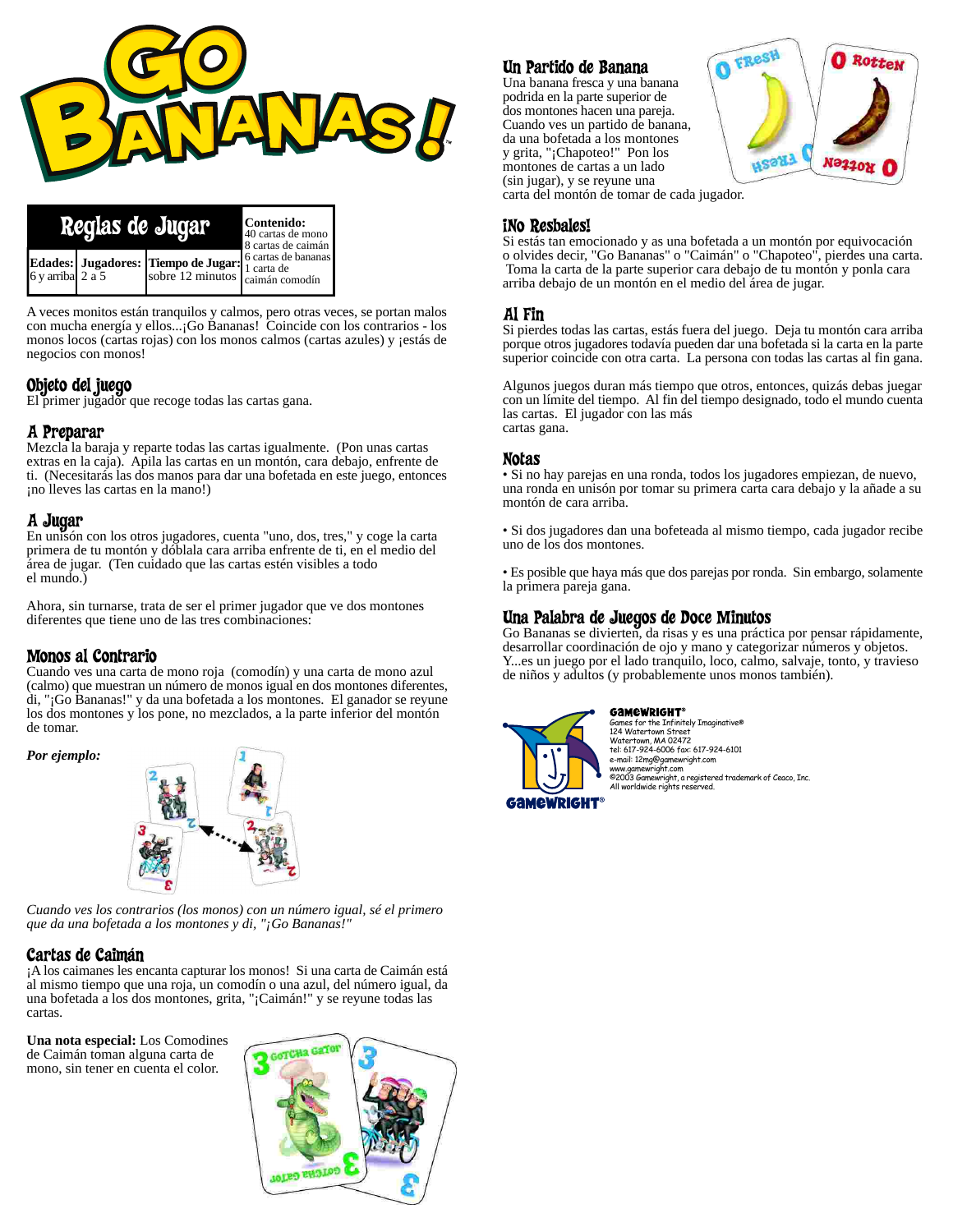# GO BANANAS!

## Reglas de Jugar

| Edades: | Jugadores: | Tiempo de Jugar: | Contenido: |
|---|---|---|---|
| 6 y arriba | 2 a 5 | sobre 12 minutos | 40 cartas de mono<br>8 cartas de caimán<br>6 cartas de bananas<br>1 carta de caimán comodín |

A veces monitos están tranquilos y calmos, pero otras veces, se portan malos con mucha energía y ellos...¡Go Bananas! Coincide con los contrarios - los monos locos (cartas rojas) con los monos calmos (cartas azules) y ¡estás de negocios con monos!

### Objeto del juego

El primer jugador que recoge todas las cartas gana.

### A Preparar

Mezcla la baraja y reparte todas las cartas igualmente. (Pon unas cartas extras en la caja). Apila las cartas en un montón, cara debajo, enfrente de ti. (Necesitarás las dos manos para dar una bofetada en este juego, entonces ¡no lleves las cartas en la mano!)

### A Jugar

En unisón con los otros jugadores, cuenta "uno, dos, tres," y coge la carta primera de tu montón y dóblala cara arriba enfrente de ti, en el medio del área de jugar. (Ten cuidado que las cartas estén visibles a todo el mundo.)

Ahora, sin turnarse, trata de ser el primer jugador que ve dos montones diferentes que tiene uno de las tres combinaciones:

### Monos al Contrario

Cuando ves una carta de mono roja (comodín) y una carta de mono azul (calmo) que muestran un número de monos igual en dos montones diferentes, di, "¡Go Bananas!" y da una bofetada a los montones. El ganador se reyune los dos montones y los pone, no mezclados, a la parte inferior del montón de tomar.

***Por ejemplo:***

*Cuando ves los contrarios (los monos) con un número igual, sé el primero que da una bofetada a los montones y di, "¡Go Bananas!"*

### Cartas de Caimán

¡A los caimanes les encanta capturar los monos! Si una carta de Caimán está al mismo tiempo que una roja, un comodín o una azul, del número igual, da una bofetada a los dos montones, grita, "¡Caimán!" y se reyune todas las cartas.

**Una nota especial:** Los Comodines de Caimán toman alguna carta de mono, sin tener en cuenta el color.

### Un Partido de Banana

Una banana fresca y una banana podrida en la parte superior de dos montones hacen una pareja. Cuando ves un partido de banana, da una bofetada a los montones y grita, "¡Chapoteo!" Pon los montones de cartas a un lado (sin jugar), y se reyune una carta del montón de tomar de cada jugador.

### ¡No Resbales!

Si estás tan emocionado y as una bofetada a un montón por equivocación o olvides decir, "Go Bananas" o "Caimán" o "Chapoteo", pierdes una carta. Toma la carta de la parte superior cara debajo de tu montón y ponla cara arriba debajo de un montón en el medio del área de jugar.

### Al Fin

Si pierdes todas las cartas, estás fuera del juego. Deja tu montón cara arriba porque otros jugadores todavía pueden dar una bofetada si la carta en la parte superior coincide con otra carta. La persona con todas las cartas al fin gana.

Algunos juegos duran más tiempo que otros, entonces, quizás debas jugar con un límite del tiempo. Al fin del tiempo designado, todo el mundo cuenta las cartas. El jugador con las más cartas gana.

### Notas

- Si no hay parejas en una ronda, todos los jugadores empiezan, de nuevo, una ronda en unisón por tomar su primera carta cara debajo y la añade a su montón de cara arriba.

- Si dos jugadores dan una bofeteada al mismo tiempo, cada jugador recibe uno de los dos montones.

- Es posible que haya más que dos parejas por ronda. Sin embargo, solamente la primera pareja gana.

### Una Palabra de Juegos de Doce Minutos

Go Bananas se divierten, da risas y es una práctica por pensar rápidamente, desarrollar coordinación de ojo y mano y categorizar números y objetos. Y...es un juego por el lado tranquilo, loco, calmo, salvaje, tonto, y travieso de niños y adultos (y probablemente unos monos también).

**GAMEWRIGHT®**
Games for the Infinitely Imaginative®
124 Watertown Street
Watertown, MA 02472
tel: 617-924-6006 fax: 617-924-6101
e-mail: 12mg@gamewright.com
www.gamewright.com
©2003 Gamewright, a registered trademark of Ceaco, Inc.
All worldwide rights reserved.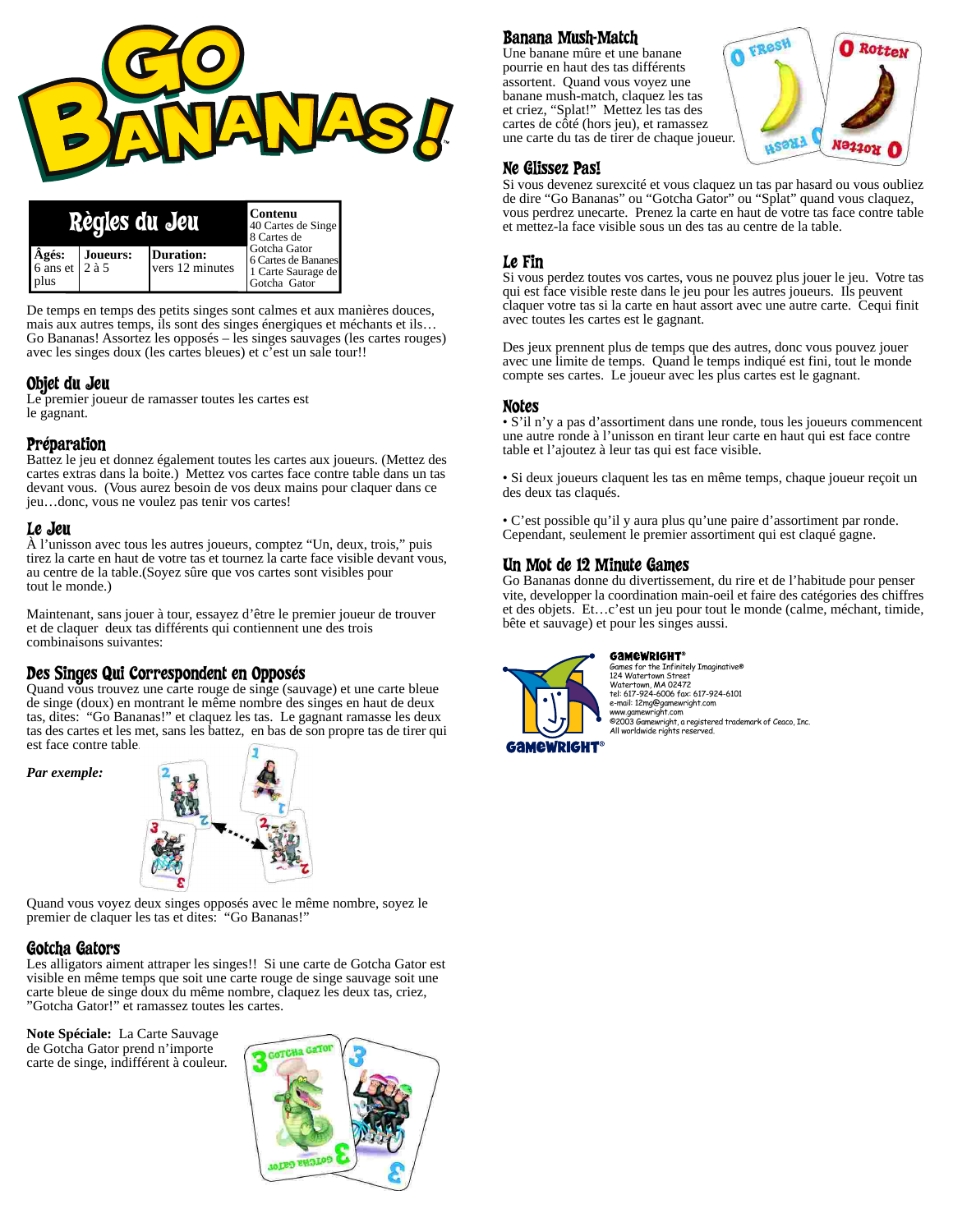# GO BANANAS!

| Règles du Jeu | | | Contenu |
|---|---|---|---|
| **Âgés:** 6 ans et plus | **Joueurs:** 2 à 5 | **Duration:** vers 12 minutes | 40 Cartes de Singe<br>8 Cartes de Gotcha Gator<br>6 Cartes de Bananes<br>1 Carte Saurage de Gotcha Gator |

De temps en temps des petits singes sont calmes et aux manières douces, mais aux autres temps, ils sont des singes énergiques et méchants et ils… Go Bananas! Assortez les opposés – les singes sauvages (les cartes rouges) avec les singes doux (les cartes bleues) et c'est un sale tour!!

## Objet du Jeu

Le premier joueur de ramasser toutes les cartes est le gagnant.

## Préparation

Battez le jeu et donnez également toutes les cartes aux joueurs. (Mettez des cartes extras dans la boite.) Mettez vos cartes face contre table dans un tas devant vous. (Vous aurez besoin de vos deux mains pour claquer dans ce jeu…donc, vous ne voulez pas tenir vos cartes!

## Le Jeu

À l'unisson avec tous les autres joueurs, comptez "Un, deux, trois," puis tirez la carte en haut de votre tas et tournez la carte face visible devant vous, au centre de la table.(Soyez sûre que vos cartes sont visibles pour tout le monde.)

Maintenant, sans jouer à tour, essayez d'être le premier joueur de trouver et de claquer deux tas différents qui contiennent une des trois combinaisons suivantes:

## Des Singes Qui Correspondent en Opposés

Quand vous trouvez une carte rouge de singe (sauvage) et une carte bleue de singe (doux) en montrant le même nombre des singes en haut de deux tas, dites: "Go Bananas!" et claquez les tas. Le gagnant ramasse les deux tas des cartes et les met, sans les battez, en bas de son propre tas de tirer qui est face contre table.

***Par exemple:***

Quand vous voyez deux singes opposés avec le même nombre, soyez le premier de claquer les tas et dites: "Go Bananas!"

## Gotcha Gators

Les alligators aiment attraper les singes!! Si une carte de Gotcha Gator est visible en même temps que soit une carte rouge de singe sauvage soit une carte bleue de singe doux du même nombre, claquez les deux tas, criez, "Gotcha Gator!" et ramassez toutes les cartes.

**Note Spéciale:** La Carte Sauvage de Gotcha Gator prend n'importe carte de singe, indifférent à couleur.

## Banana Mush-Match

Une banane mûre et une banane pourrie en haut des tas différents assortent. Quand vous voyez une banane mush-match, claquez les tas et criez, "Splat!" Mettez les tas des cartes de côté (hors jeu), et ramassez une carte du tas de tirer de chaque joueur.

## Ne Glissez Pas!

Si vous devenez surexcité et vous claquez un tas par hasard ou vous oubliez de dire "Go Bananas" ou "Gotcha Gator" ou "Splat" quand vous claquez, vous perdrez unecarte. Prenez la carte en haut de votre tas face contre table et mettez-la face visible sous un des tas au centre de la table.

## Le Fin

Si vous perdez toutes vos cartes, vous ne pouvez plus jouer le jeu. Votre tas qui est face visible reste dans le jeu pour les autres joueurs. Ils peuvent claquer votre tas si la carte en haut assort avec une autre carte. Cequi finit avec toutes les cartes est le gagnant.

Des jeux prennent plus de temps que des autres, donc vous pouvez jouer avec une limite de temps. Quand le temps indiqué est fini, tout le monde compte ses cartes. Le joueur avec les plus cartes est le gagnant.

## Notes

• S'il n'y a pas d'assortiment dans une ronde, tous les joueurs commencent une autre ronde à l'unisson en tirant leur carte en haut qui est face contre table et l'ajoutez à leur tas qui est face visible.

• Si deux joueurs claquent les tas en même temps, chaque joueur reçoit un des deux tas claqués.

• C'est possible qu'il y aura plus qu'une paire d'assortiment par ronde. Cependant, seulement le premier assortiment qui est claqué gagne.

## Un Mot de 12 Minute Games

Go Bananas donne du divertissement, du rire et de l'habitude pour penser vite, developper la coordination main-oeil et faire des catégories des chiffres et des objets. Et…c'est un jeu pour tout le monde (calme, méchant, timide, bête et sauvage) et pour les singes aussi.

**GAMEWRIGHT®**
Games for the Infinitely Imaginative®
124 Watertown Street
Watertown, MA 02472
tel: 617-924-6006 fax: 617-924-6101
e-mail: 12mg@gamewright.com
www.gamewright.com
©2003 Gamewright, a registered trademark of Ceaco, Inc.
All worldwide rights reserved.